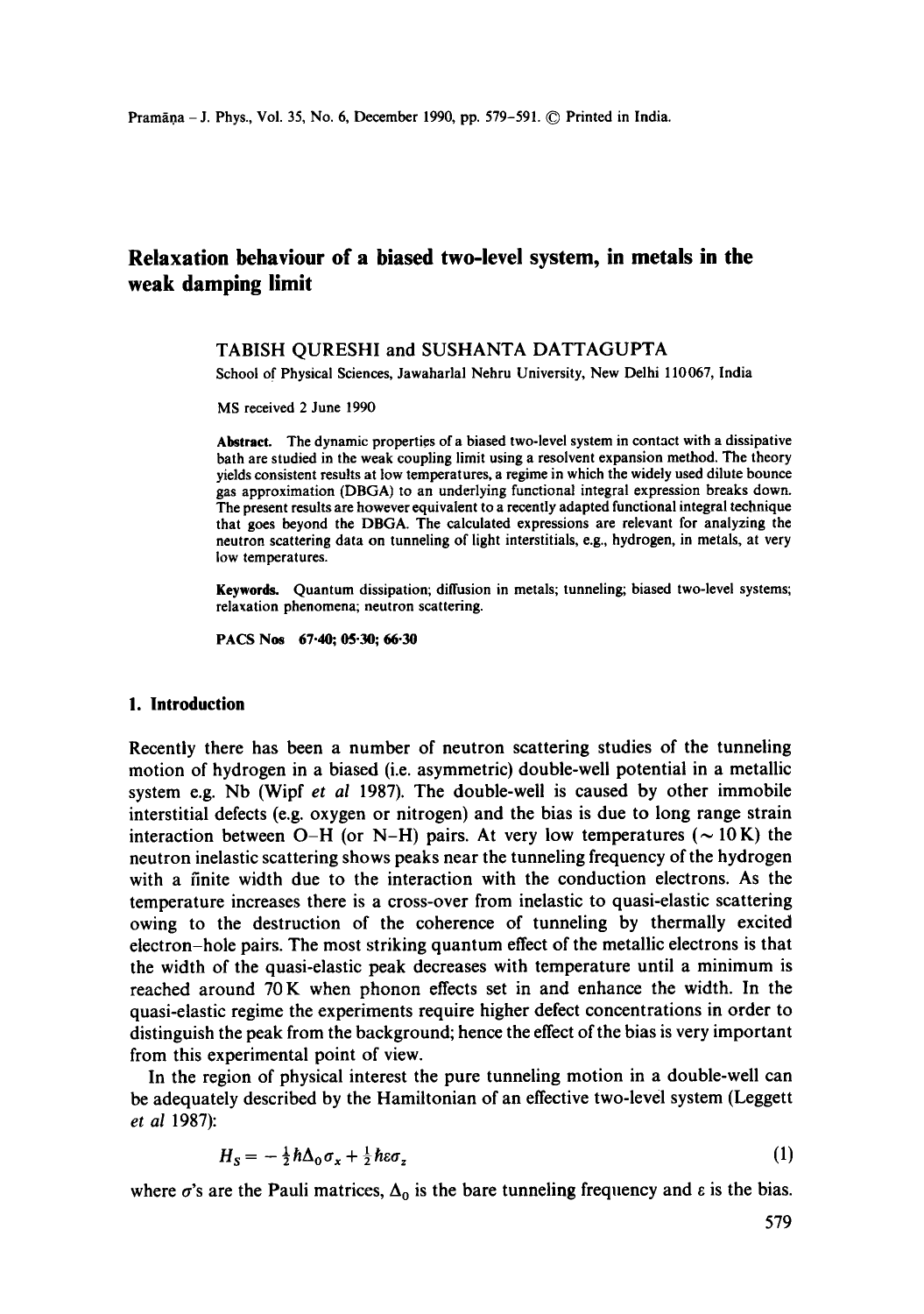# Relaxation behaviour of a biased two-level system, in metals in the weak damping limit

TABISH QURESHI and SUSHANTA DATTAGUPTA

School of Physical Sciences, Jawaharlal Nehru University, New Delhi 110067, India

MS received 2 June 1990

**Abstract.** The dynamic properties of a biased two-level system in contact with a dissipative bath are studied in the weak coupling limit using a resolvent expansion method. The theory yields consistent results at low temperatures, a regime in which the widely used dilute bounce gas approximation (DBGA) to an underlying functional integral expression breaks down. The present results are however equivalent to a recently adapted functional integral technique that goes beyond the DBGA. The calculated expressions are relevant for analyzing the neutron scattering data on tunneling of light interstitials, e.g., hydrogen, in metals, at very low temperatures.

**Keywords.** Quantum dissipation; diffusion in metals; tunneling; biased two-level systems; relaxation phenomena; neutron scattering.

**PACS Nos** 67·40; 05·30; 66·30

## 1. Introduction

Recently there has been a number of neutron scattering studies of the tunneling motion of hydrogen in a biased (i.e. asymmetric) double-well potential in a metallic system e.g. Nb (Wipf *et al* 1987). The double-well is caused by other immobile interstitial defects (e.g. oxygen or nitrogen) and the bias is due to long range strain interaction between O–H (or N–H) pairs. At very low temperatures ($\sim 10\,\mathrm{K}$) the neutron inelastic scattering shows peaks near the tunneling frequency of the hydrogen with a finite width due to the interaction with the conduction electrons. As the temperature increases there is a cross-over from inelastic to quasi-elastic scattering owing to the destruction of the coherence of tunneling by thermally excited electron–hole pairs. The most striking quantum effect of the metallic electrons is that the width of the quasi-elastic peak decreases with temperature until a minimum is reached around 70 K when phonon effects set in and enhance the width. In the quasi-elastic regime the experiments require higher defect concentrations in order to distinguish the peak from the background; hence the effect of the bias is very important from this experimental point of view.

In the region of physical interest the pure tunneling motion in a double-well can be adequately described by the Hamiltonian of an effective two-level system (Leggett *et al* 1987):

$$H_S = -\tfrac{1}{2}\hbar\Delta_0\sigma_x + \tfrac{1}{2}\hbar\varepsilon\sigma_z \tag{1}$$

where $\sigma$'s are the Pauli matrices, $\Delta_0$ is the bare tunneling frequency and $\varepsilon$ is the bias.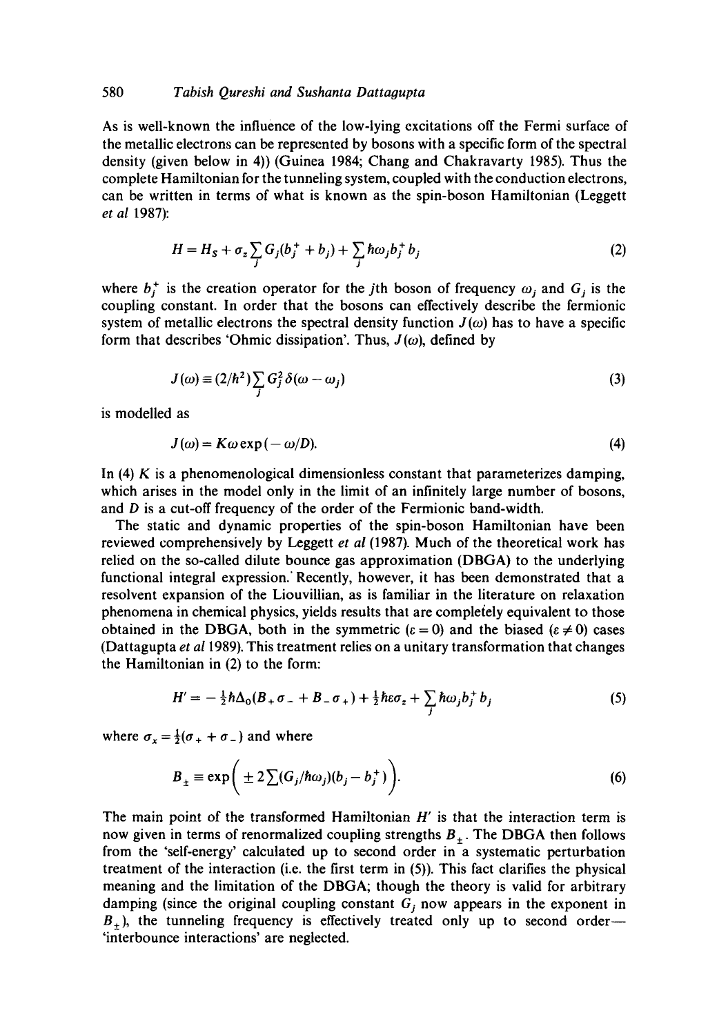As is well-known the influence of the low-lying excitations off the Fermi surface of the metallic electrons can be represented by bosons with a specific form of the spectral density (given below in 4)) (Guinea 1984; Chang and Chakravarty 1985). Thus the complete Hamiltonian for the tunneling system, coupled with the conduction electrons, can be written in terms of what is known as the spin-boson Hamiltonian (Leggett *et al* 1987):

$$H = H_S + \sigma_z \sum_j G_j (b_j^+ + b_j) + \sum_j \hbar\omega_j b_j^+ b_j \tag{2}$$

where $b_j^+$ is the creation operator for the $j$th boson of frequency $\omega_j$ and $G_j$ is the coupling constant. In order that the bosons can effectively describe the fermionic system of metallic electrons the spectral density function $J(\omega)$ has to have a specific form that describes 'Ohmic dissipation'. Thus, $J(\omega)$, defined by

$$J(\omega) \equiv (2/\hbar^2) \sum_j G_j^2 \delta(\omega - \omega_j) \tag{3}$$

is modelled as

$$J(\omega) = K\omega \exp(-\omega/D). \tag{4}$$

In (4) $K$ is a phenomenological dimensionless constant that parameterizes damping, which arises in the model only in the limit of an infinitely large number of bosons, and $D$ is a cut-off frequency of the order of the Fermionic band-width.

The static and dynamic properties of the spin-boson Hamiltonian have been reviewed comprehensively by Leggett *et al* (1987). Much of the theoretical work has relied on the so-called dilute bounce gas approximation (DBGA) to the underlying functional integral expression. Recently, however, it has been demonstrated that a resolvent expansion of the Liouvillian, as is familiar in the literature on relaxation phenomena in chemical physics, yields results that are completely equivalent to those obtained in the DBGA, both in the symmetric ($\varepsilon = 0$) and the biased ($\varepsilon \neq 0$) cases (Dattagupta *et al* 1989). This treatment relies on a unitary transformation that changes the Hamiltonian in (2) to the form:

$$H' = -\tfrac{1}{2}\hbar\Delta_0 (B_+ \sigma_- + B_- \sigma_+) + \tfrac{1}{2}\hbar\varepsilon\sigma_z + \sum_j \hbar\omega_j b_j^+ b_j \tag{5}$$

where $\sigma_x = \frac{1}{2}(\sigma_+ + \sigma_-)$ and where

$$B_\pm \equiv \exp\left( \pm 2 \sum (G_j/\hbar\omega_j)(b_j - b_j^+) \right). \tag{6}$$

The main point of the transformed Hamiltonian $H'$ is that the interaction term is now given in terms of renormalized coupling strengths $B_\pm$. The DBGA then follows from the 'self-energy' calculated up to second order in a systematic perturbation treatment of the interaction (i.e. the first term in (5)). This fact clarifies the physical meaning and the limitation of the DBGA; though the theory is valid for arbitrary damping (since the original coupling constant $G_j$ now appears in the exponent in $B_\pm$), the tunneling frequency is effectively treated only up to second order—'interbounce interactions' are neglected.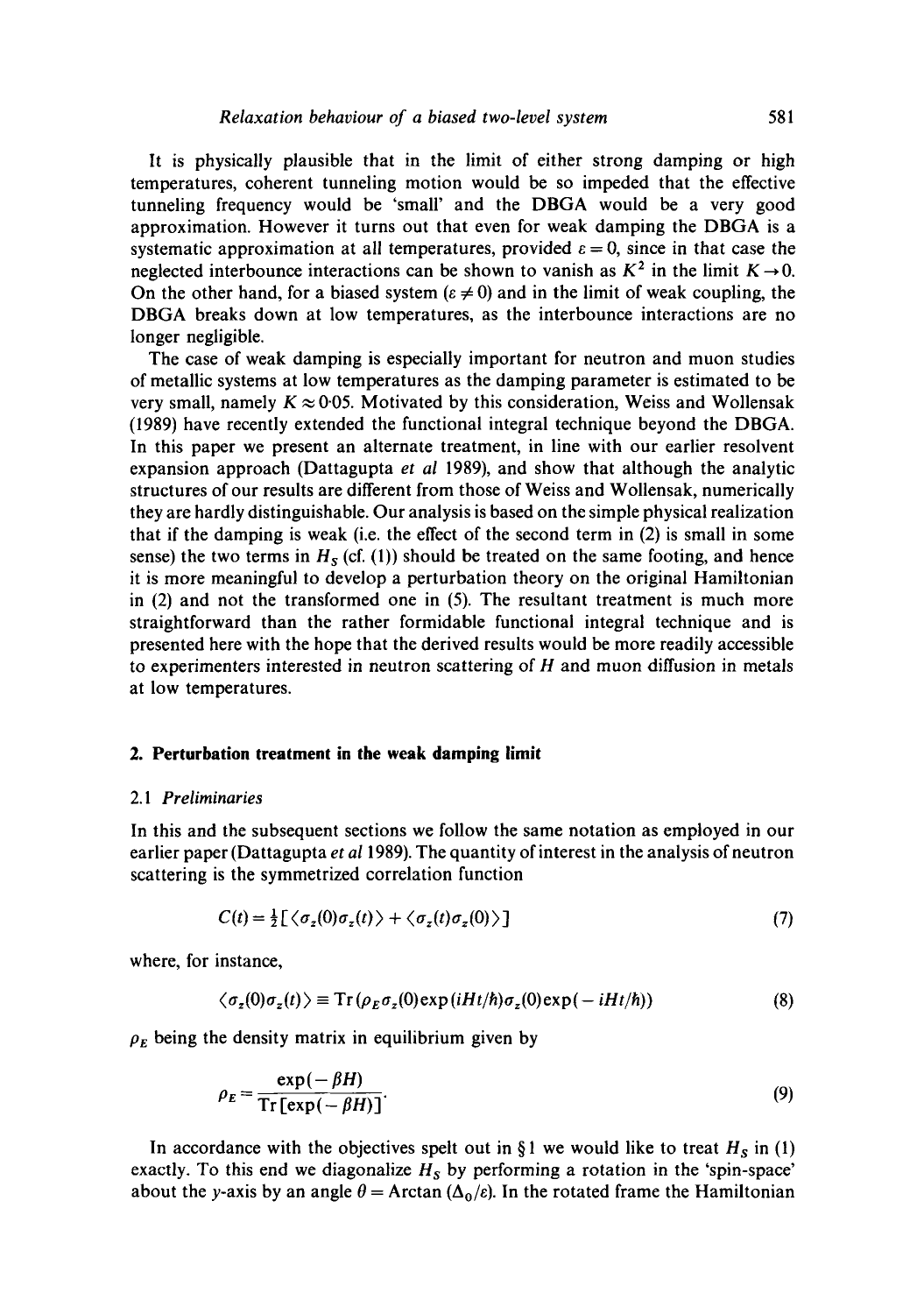It is physically plausible that in the limit of either strong damping or high temperatures, coherent tunneling motion would be so impeded that the effective tunneling frequency would be 'small' and the DBGA would be a very good approximation. However it turns out that even for weak damping the DBGA is a systematic approximation at all temperatures, provided $\varepsilon = 0$, since in that case the neglected interbounce interactions can be shown to vanish as $K^2$ in the limit $K \to 0$. On the other hand, for a biased system ($\varepsilon \neq 0$) and in the limit of weak coupling, the DBGA breaks down at low temperatures, as the interbounce interactions are no longer negligible.

The case of weak damping is especially important for neutron and muon studies of metallic systems at low temperatures as the damping parameter is estimated to be very small, namely $K \approx 0{\cdot}05$. Motivated by this consideration, Weiss and Wollensak (1989) have recently extended the functional integral technique beyond the DBGA. In this paper we present an alternate treatment, in line with our earlier resolvent expansion approach (Dattagupta *et al* 1989), and show that although the analytic structures of our results are different from those of Weiss and Wollensak, numerically they are hardly distinguishable. Our analysis is based on the simple physical realization that if the damping is weak (i.e. the effect of the second term in (2) is small in some sense) the two terms in $H_S$ (cf. (1)) should be treated on the same footing, and hence it is more meaningful to develop a perturbation theory on the original Hamiltonian in (2) and not the transformed one in (5). The resultant treatment is much more straightforward than the rather formidable functional integral technique and is presented here with the hope that the derived results would be more readily accessible to experimenters interested in neutron scattering of $H$ and muon diffusion in metals at low temperatures.

## 2. Perturbation treatment in the weak damping limit

### 2.1 *Preliminaries*

In this and the subsequent sections we follow the same notation as employed in our earlier paper (Dattagupta *et al* 1989). The quantity of interest in the analysis of neutron scattering is the symmetrized correlation function

$$C(t) = \tfrac{1}{2}[\langle \sigma_z(0)\sigma_z(t)\rangle + \langle \sigma_z(t)\sigma_z(0)\rangle] \tag{7}$$

where, for instance,

$$\langle \sigma_z(0)\sigma_z(t)\rangle \equiv \mathrm{Tr}\,(\rho_E \sigma_z(0) \exp(iHt/\hbar)\sigma_z(0)\exp(-iHt/\hbar)) \tag{8}$$

$\rho_E$ being the density matrix in equilibrium given by

$$\rho_E = \frac{\exp(-\beta H)}{\mathrm{Tr}\,[\exp(-\beta H)]}. \tag{9}$$

In accordance with the objectives spelt out in § 1 we would like to treat $H_S$ in (1) exactly. To this end we diagonalize $H_S$ by performing a rotation in the 'spin-space' about the $y$-axis by an angle $\theta = \mathrm{Arctan}\,(\Delta_0/\varepsilon)$. In the rotated frame the Hamiltonian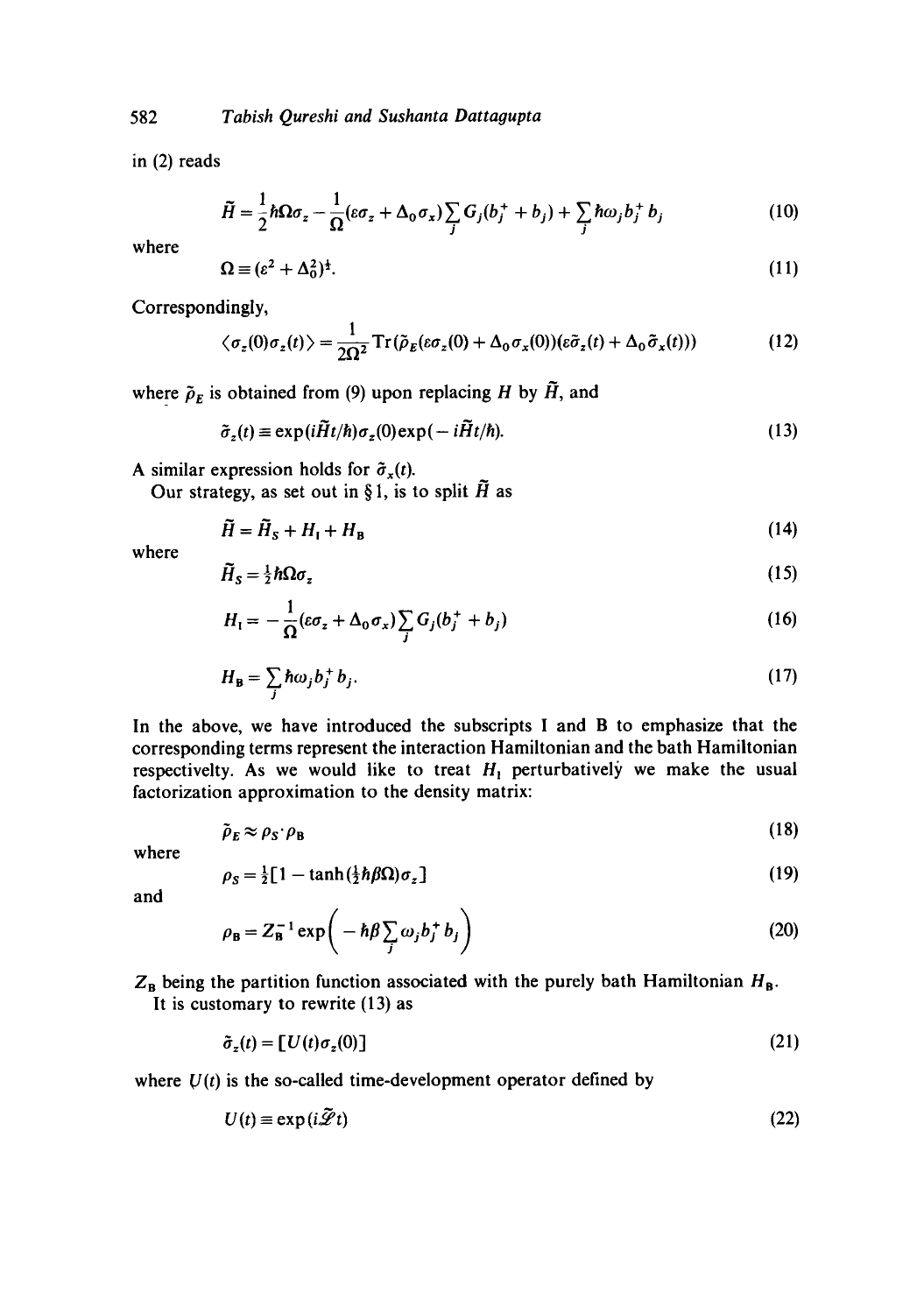in (2) reads

$$\tilde{H} = \frac{1}{2}\hbar\Omega\sigma_z - \frac{1}{\Omega}(\varepsilon\sigma_z + \Delta_0\sigma_x)\sum_j G_j(b_j^+ + b_j) + \sum_j \hbar\omega_j b_j^+ b_j \tag{10}$$

where

$$\Omega \equiv (\varepsilon^2 + \Delta_0^2)^{\frac{1}{2}}. \tag{11}$$

Correspondingly,

$$\langle\sigma_z(0)\sigma_z(t)\rangle = \frac{1}{2\Omega^2}\mathrm{Tr}(\tilde{\rho}_E(\varepsilon\sigma_z(0) + \Delta_0\sigma_x(0))(\varepsilon\tilde{\sigma}_z(t) + \Delta_0\tilde{\sigma}_x(t))) \tag{12}$$

where $\tilde{\rho}_E$ is obtained from (9) upon replacing $H$ by $\tilde{H}$, and

$$\tilde{\sigma}_z(t) \equiv \exp(i\tilde{H}t/\hbar)\sigma_z(0)\exp(-i\tilde{H}t/\hbar). \tag{13}$$

A similar expression holds for $\tilde{\sigma}_x(t)$.

Our strategy, as set out in § 1, is to split $\tilde{H}$ as

$$\tilde{H} = \tilde{H}_S + H_I + H_B \tag{14}$$

where

$$\tilde{H}_S = \tfrac{1}{2}\hbar\Omega\sigma_z \tag{15}$$

$$H_I = -\frac{1}{\Omega}(\varepsilon\sigma_z + \Delta_0\sigma_x)\sum_j G_j(b_j^+ + b_j) \tag{16}$$

$$H_B = \sum_j \hbar\omega_j b_j^+ b_j. \tag{17}$$

In the above, we have introduced the subscripts I and B to emphasize that the corresponding terms represent the interaction Hamiltonian and the bath Hamiltonian respectivelty. As we would like to treat $H_I$ perturbatively we make the usual factorization approximation to the density matrix:

$$\tilde{\rho}_E \approx \rho_S \cdot \rho_B \tag{18}$$

where

$$\rho_S = \tfrac{1}{2}[1 - \tanh(\tfrac{1}{2}\hbar\beta\Omega)\sigma_z] \tag{19}$$

and

$$\rho_B = Z_B^{-1}\exp\left(-\hbar\beta\sum_j \omega_j b_j^+ b_j\right) \tag{20}$$

$Z_B$ being the partition function associated with the purely bath Hamiltonian $H_B$.

It is customary to rewrite (13) as

$$\tilde{\sigma}_z(t) = [U(t)\sigma_z(0)] \tag{21}$$

where $U(t)$ is the so-called time-development operator defined by

$$U(t) \equiv \exp(i\tilde{\mathscr{L}}t) \tag{22}$$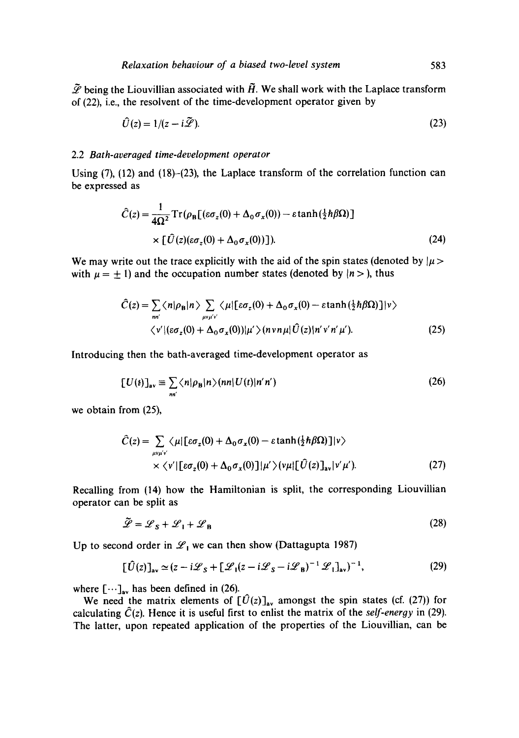$\tilde{\mathscr{L}}$ being the Liouvillian associated with $\tilde{H}$. We shall work with the Laplace transform of (22), i.e., the resolvent of the time-development operator given by

$$\hat{U}(z) = 1/(z - i\tilde{\mathscr{L}}). \tag{23}$$

### 2.2 Bath-averaged time-development operator

Using (7), (12) and (18)–(23), the Laplace transform of the correlation function can be expressed as

$$\hat{C}(z) = \frac{1}{4\Omega^2}\mathrm{Tr}(\rho_{\mathrm{B}}[(\varepsilon\sigma_z(0) + \Delta_0\sigma_x(0)) - \varepsilon\tanh(\tfrac{1}{2}\hbar\beta\Omega)] \times [\hat{U}(z)(\varepsilon\sigma_z(0) + \Delta_0\sigma_x(0))]). \tag{24}$$

We may write out the trace explicitly with the aid of the spin states (denoted by $|\mu\rangle$ with $\mu = \pm 1$) and the occupation number states (denoted by $|n\rangle$), thus

$$\hat{C}(z) = \sum_{nn'}\langle n|\rho_{\mathrm{B}}|n\rangle \sum_{\mu\nu\mu'\nu'}\langle\mu|[\varepsilon\sigma_z(0) + \Delta_0\sigma_x(0) - \varepsilon\tanh(\tfrac{1}{2}\hbar\beta\Omega)]|\nu\rangle \langle\nu'|(\varepsilon\sigma_z(0) + \Delta_0\sigma_x(0))|\mu'\rangle(n\nu n\mu|\hat{U}(z)|n'\nu'n'\mu'). \tag{25}$$

Introducing then the bath-averaged time-development operator as

$$[U(t)]_{\mathrm{av}} \equiv \sum_{nn'}\langle n|\rho_{\mathrm{B}}|n\rangle(nn|U(t)|n'n') \tag{26}$$

we obtain from (25),

$$\hat{C}(z) = \sum_{\mu\nu\mu'\nu'}\langle\mu|[\varepsilon\sigma_z(0) + \Delta_0\sigma_x(0) - \varepsilon\tanh(\tfrac{1}{2}\hbar\beta\Omega)]|\nu\rangle \times \langle\nu'|[\varepsilon\sigma_z(0) + \Delta_0\sigma_x(0)]|\mu'\rangle(\nu\mu|[\hat{U}(z)]_{\mathrm{av}}|\nu'\mu'). \tag{27}$$

Recalling from (14) how the Hamiltonian is split, the corresponding Liouvillian operator can be split as

$$\tilde{\mathscr{L}} = \mathscr{L}_S + \mathscr{L}_{\mathrm{I}} + \mathscr{L}_{\mathrm{B}} \tag{28}$$

Up to second order in $\mathscr{L}_{\mathrm{I}}$ we can then show (Dattagupta 1987)

$$[\hat{U}(z)]_{\mathrm{av}} \simeq (z - i\mathscr{L}_S + [\mathscr{L}_{\mathrm{I}}(z - i\mathscr{L}_S - i\mathscr{L}_{\mathrm{B}})^{-1}\mathscr{L}_{\mathrm{I}}]_{\mathrm{av}})^{-1}, \tag{29}$$

where $[\cdots]_{\mathrm{av}}$ has been defined in (26).

We need the matrix elements of $[\hat{U}(z)]_{\mathrm{av}}$ amongst the spin states (cf. (27)) for calculating $\hat{C}(z)$. Hence it is useful first to enlist the matrix of the *self-energy* in (29). The latter, upon repeated application of the properties of the Liouvillian, can be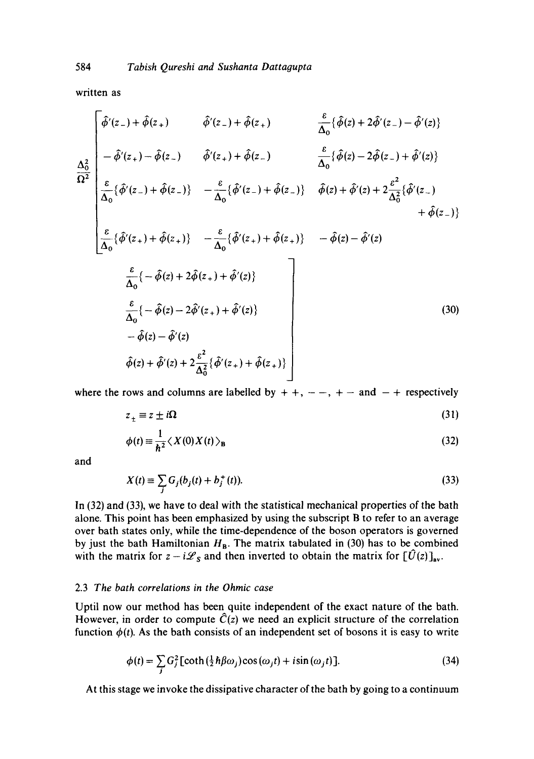written as

$$
\frac{\Delta_0^2}{\Omega^2}
\begin{bmatrix}
\hat{\phi}'(z_-) + \hat{\phi}(z_+) & \hat{\phi}'(z_-) + \hat{\phi}(z_+) & \frac{\varepsilon}{\Delta_0}\{\hat{\phi}(z) + 2\hat{\phi}'(z_-) - \hat{\phi}'(z)\} & \frac{\varepsilon}{\Delta_0}\{-\hat{\phi}(z) + 2\hat{\phi}(z_+) + \hat{\phi}'(z)\} \\
-\hat{\phi}'(z_+) - \hat{\phi}(z_-) & \hat{\phi}'(z_+) + \hat{\phi}(z_-) & \frac{\varepsilon}{\Delta_0}\{\hat{\phi}(z) - 2\hat{\phi}(z_-) + \hat{\phi}'(z)\} & \frac{\varepsilon}{\Delta_0}\{-\hat{\phi}(z) - 2\hat{\phi}'(z_+) + \hat{\phi}'(z)\} \\
\frac{\varepsilon}{\Delta_0}\{\hat{\phi}'(z_-) + \hat{\phi}(z_-)\} & -\frac{\varepsilon}{\Delta_0}\{\hat{\phi}'(z_-) + \hat{\phi}(z_-)\} & \hat{\phi}(z) + \hat{\phi}'(z) + 2\frac{\varepsilon^2}{\Delta_0^2}\{\hat{\phi}'(z_-) + \hat{\phi}(z_-)\} & -\hat{\phi}(z) - \hat{\phi}'(z) \\
\frac{\varepsilon}{\Delta_0}\{\hat{\phi}'(z_+) + \hat{\phi}(z_+)\} & -\frac{\varepsilon}{\Delta_0}\{\hat{\phi}'(z_+) + \hat{\phi}(z_+)\} & -\hat{\phi}(z) - \hat{\phi}'(z) & \hat{\phi}(z) + \hat{\phi}'(z) + 2\frac{\varepsilon^2}{\Delta_0^2}\{\hat{\phi}'(z_+) + \hat{\phi}(z_+)\}
\end{bmatrix}
\tag{30}
$$

where the rows and columns are labelled by $++$, $--$, $+-$ and $-+$ respectively

$$z_\pm \equiv z \pm i\Omega \tag{31}$$

$$\phi(t) \equiv \frac{1}{\hbar^2}\langle X(0)X(t)\rangle_{\mathrm{B}} \tag{32}$$

and

$$X(t) \equiv \sum_j G_j(b_j(t) + b_j^+(t)). \tag{33}$$

In (32) and (33), we have to deal with the statistical mechanical properties of the bath alone. This point has been emphasized by using the subscript B to refer to an average over bath states only, while the time-dependence of the boson operators is governed by just the bath Hamiltonian $H_{\mathrm{B}}$. The matrix tabulated in (30) has to be combined with the matrix for $z - i\mathscr{L}_S$ and then inverted to obtain the matrix for $[\hat{U}(z)]_{\mathrm{av}}$.

### 2.3 The bath correlations in the Ohmic case

Uptil now our method has been quite independent of the exact nature of the bath. However, in order to compute $\hat{C}(z)$ we need an explicit structure of the correlation function $\phi(t)$. As the bath consists of an independent set of bosons it is easy to write

$$\phi(t) = \sum_j G_j^2[\coth(\tfrac{1}{2}\hbar\beta\omega_j)\cos(\omega_j t) + i\sin(\omega_j t)]. \tag{34}$$

At this stage we invoke the dissipative character of the bath by going to a continuum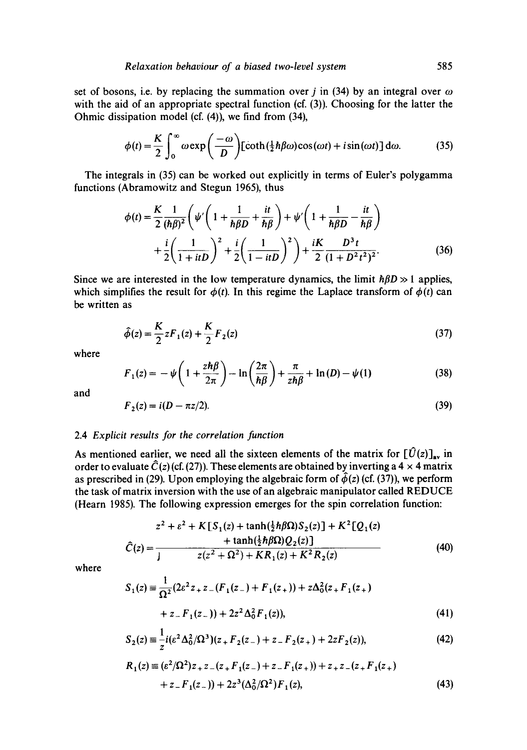set of bosons, i.e. by replacing the summation over $j$ in (34) by an integral over $\omega$ with the aid of an appropriate spectral function (cf. (3)). Choosing for the latter the Ohmic dissipation model (cf. (4)), we find from (34),

$$\phi(t) = \frac{K}{2}\int_0^\infty \omega \exp\left(\frac{-\omega}{D}\right)[\coth(\tfrac{1}{2}\hbar\beta\omega)\cos(\omega t) + i\sin(\omega t)]\,d\omega. \tag{35}$$

The integrals in (35) can be worked out explicitly in terms of Euler's polygamma functions (Abramowitz and Stegun 1965), thus

$$\phi(t) = \frac{K}{2}\frac{1}{(\hbar\beta)^2}\left(\psi'\left(1 + \frac{1}{\hbar\beta D} + \frac{it}{\hbar\beta}\right) + \psi'\left(1 + \frac{1}{\hbar\beta D} - \frac{it}{\hbar\beta}\right)\right.$$
$$\left. + \frac{i}{2}\left(\frac{1}{1+itD}\right)^2 + \frac{i}{2}\left(\frac{1}{1-itD}\right)^2\right) + \frac{iK}{2}\frac{D^3 t}{(1+D^2t^2)^2}. \tag{36}$$

Since we are interested in the low temperature dynamics, the limit $\hbar\beta D \gg 1$ applies, which simplifies the result for $\phi(t)$. In this regime the Laplace transform of $\phi(t)$ can be written as

$$\hat{\phi}(z) = \frac{K}{2}zF_1(z) + \frac{K}{2}F_2(z) \tag{37}$$

where

$$F_1(z) = -\psi\left(1 + \frac{z\hbar\beta}{2\pi}\right) - \ln\left(\frac{2\pi}{\hbar\beta}\right) + \frac{\pi}{z\hbar\beta} + \ln(D) - \psi(1) \tag{38}$$

and

$$F_2(z) = i(D - \pi z/2). \tag{39}$$

### 2.4 *Explicit results for the correlation function*

As mentioned earlier, we need all the sixteen elements of the matrix for $[\hat{U}(z)]_{\mathrm{av}}$ in order to evaluate $\hat{C}(z)$ (cf. (27)). These elements are obtained by inverting a $4 \times 4$ matrix as prescribed in (29). Upon employing the algebraic form of $\hat{\phi}(z)$ (cf. (37)), we perform the task of matrix inversion with the use of an algebraic manipulator called REDUCE (Hearn 1985). The following expression emerges for the spin correlation function:

$$\hat{C}(z) = \frac{z^2 + \varepsilon^2 + K[S_1(z) + \tanh(\tfrac{1}{2}\hbar\beta\Omega)S_2(z)] + K^2[Q_1(z) + \tanh(\tfrac{1}{2}\hbar\beta\Omega)Q_2(z)]}{z(z^2+\Omega^2) + KR_1(z) + K^2R_2(z)} \tag{40}$$

where

$$S_1(z) \equiv \frac{1}{\Omega^2}(2\varepsilon^2 z_+ z_-(F_1(z_-) + F_1(z_+)) + z\Delta_0^2(z_+F_1(z_+)$$
$$+ z_-F_1(z_-)) + 2z^2\Delta_0^2 F_1(z)), \tag{41}$$

$$S_2(z) \equiv \frac{1}{z}i(\varepsilon^2\Delta_0^2/\Omega^3)(z_+F_2(z_-) + z_-F_2(z_+) + 2zF_2(z)), \tag{42}$$

$$R_1(z) \equiv (\varepsilon^2/\Omega^2)z_+z_-(z_+F_1(z_-) + z_-F_1(z_+)) + z_+z_-(z_+F_1(z_+)$$
$$+ z_-F_1(z_-)) + 2z^3(\Delta_0^2/\Omega^2)F_1(z), \tag{43}$$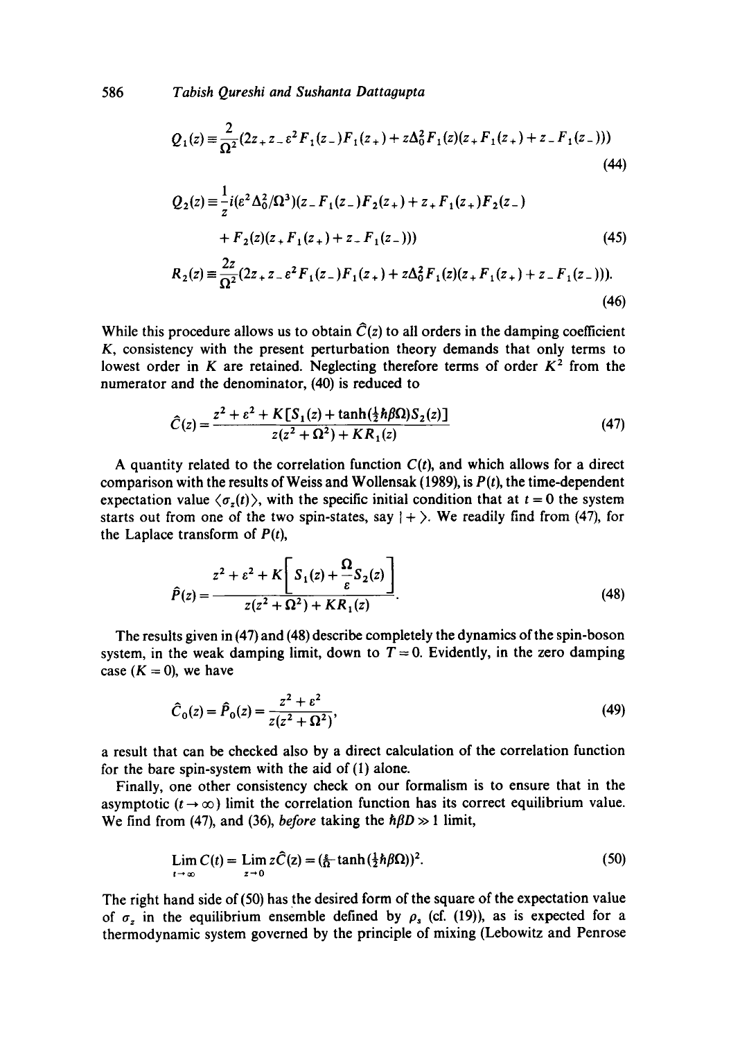$$Q_1(z) \equiv \frac{2}{\Omega^2}(2z_+ z_- \varepsilon^2 F_1(z_-)F_1(z_+) + z\Delta_0^2 F_1(z)(z_+ F_1(z_+) + z_- F_1(z_-))) \tag{44}$$

$$Q_2(z) \equiv \frac{1}{z} i(\varepsilon^2 \Delta_0^2/\Omega^3)(z_- F_1(z_-)F_2(z_+) + z_+ F_1(z_+)F_2(z_-)$$
$$+ F_2(z)(z_+ F_1(z_+) + z_- F_1(z_-))) \tag{45}$$

$$R_2(z) \equiv \frac{2z}{\Omega^2}(2z_+ z_- \varepsilon^2 F_1(z_-)F_1(z_+) + z\Delta_0^2 F_1(z)(z_+ F_1(z_+) + z_- F_1(z_-))). \tag{46}$$

While this procedure allows us to obtain $\hat{C}(z)$ to all orders in the damping coefficient $K$, consistency with the present perturbation theory demands that only terms to lowest order in $K$ are retained. Neglecting therefore terms of order $K^2$ from the numerator and the denominator, (40) is reduced to

$$\hat{C}(z) = \frac{z^2 + \varepsilon^2 + K[S_1(z) + \tanh(\tfrac{1}{2}\hbar\beta\Omega)S_2(z)]}{z(z^2 + \Omega^2) + KR_1(z)} \tag{47}$$

A quantity related to the correlation function $C(t)$, and which allows for a direct comparison with the results of Weiss and Wollensak (1989), is $P(t)$, the time-dependent expectation value $\langle \sigma_z(t) \rangle$, with the specific initial condition that at $t = 0$ the system starts out from one of the two spin-states, say $|+\rangle$. We readily find from (47), for the Laplace transform of $P(t)$,

$$\hat{P}(z) = \frac{z^2 + \varepsilon^2 + K\left[S_1(z) + \frac{\Omega}{\varepsilon}S_2(z)\right]}{z(z^2 + \Omega^2) + KR_1(z)}. \tag{48}$$

The results given in (47) and (48) describe completely the dynamics of the spin-boson system, in the weak damping limit, down to $T = 0$. Evidently, in the zero damping case ($K = 0$), we have

$$\hat{C}_0(z) = \hat{P}_0(z) = \frac{z^2 + \varepsilon^2}{z(z^2 + \Omega^2)}, \tag{49}$$

a result that can be checked also by a direct calculation of the correlation function for the bare spin-system with the aid of (1) alone.

Finally, one other consistency check on our formalism is to ensure that in the asymptotic ($t \to \infty$) limit the correlation function has its correct equilibrium value. We find from (47), and (36), *before* taking the $\hbar\beta D \gg 1$ limit,

$$\lim_{t \to \infty} C(t) = \lim_{z \to 0} z\hat{C}(z) = (\tfrac{\varepsilon}{\Omega}\tanh(\tfrac{1}{2}\hbar\beta\Omega))^2. \tag{50}$$

The right hand side of (50) has the desired form of the square of the expectation value of $\sigma_z$ in the equilibrium ensemble defined by $\rho_s$ (cf. (19)), as is expected for a thermodynamic system governed by the principle of mixing (Lebowitz and Penrose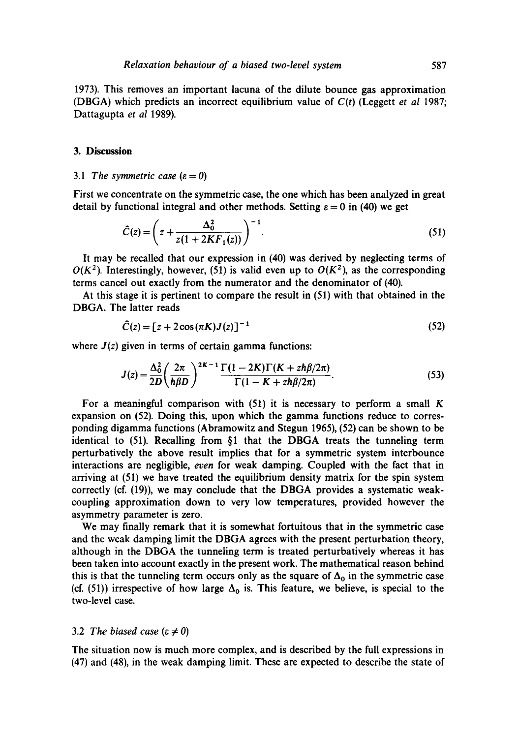1973). This removes an important lacuna of the dilute bounce gas approximation (DBGA) which predicts an incorrect equilibrium value of $C(t)$ (Leggett *et al* 1987; Dattagupta *et al* 1989).

## 3. Discussion

### 3.1 *The symmetric case* ($\varepsilon = 0$)

First we concentrate on the symmetric case, the one which has been analyzed in great detail by functional integral and other methods. Setting $\varepsilon = 0$ in (40) we get

$$\hat{C}(z) = \left( z + \frac{\Delta_0^2}{z(1 + 2KF_1(z))} \right)^{-1}. \tag{51}$$

It may be recalled that our expression in (40) was derived by neglecting terms of $O(K^2)$. Interestingly, however, (51) is valid even up to $O(K^2)$, as the corresponding terms cancel out exactly from the numerator and the denominator of (40).

At this stage it is pertinent to compare the result in (51) with that obtained in the DBGA. The latter reads

$$\hat{C}(z) = [z + 2\cos(\pi K) J(z)]^{-1} \tag{52}$$

where $J(z)$ given in terms of certain gamma functions:

$$J(z) = \frac{\Delta_0^2}{2D} \left( \frac{2\pi}{\hbar\beta D} \right)^{2K-1} \frac{\Gamma(1-2K)\Gamma(K + z\hbar\beta/2\pi)}{\Gamma(1 - K + z\hbar\beta/2\pi)}. \tag{53}$$

For a meaningful comparison with (51) it is necessary to perform a small $K$ expansion on (52). Doing this, upon which the gamma functions reduce to corresponding digamma functions (Abramowitz and Stegun 1965), (52) can be shown to be identical to (51). Recalling from §1 that the DBGA treats the tunneling term perturbatively the above result implies that for a symmetric system interbounce interactions are negligible, *even* for weak damping. Coupled with the fact that in arriving at (51) we have treated the equilibrium density matrix for the spin system correctly (cf. (19)), we may conclude that the DBGA provides a systematic weak-coupling approximation down to very low temperatures, provided however the asymmetry parameter is zero.

We may finally remark that it is somewhat fortuitous that in the symmetric case and the weak damping limit the DBGA agrees with the present perturbation theory, although in the DBGA the tunneling term is treated perturbatively whereas it has been taken into account exactly in the present work. The mathematical reason behind this is that the tunneling term occurs only as the square of $\Delta_0$ in the symmetric case (cf. (51)) irrespective of how large $\Delta_0$ is. This feature, we believe, is special to the two-level case.

### 3.2 *The biased case* ($\varepsilon \neq 0$)

The situation now is much more complex, and is described by the full expressions in (47) and (48), in the weak damping limit. These are expected to describe the state of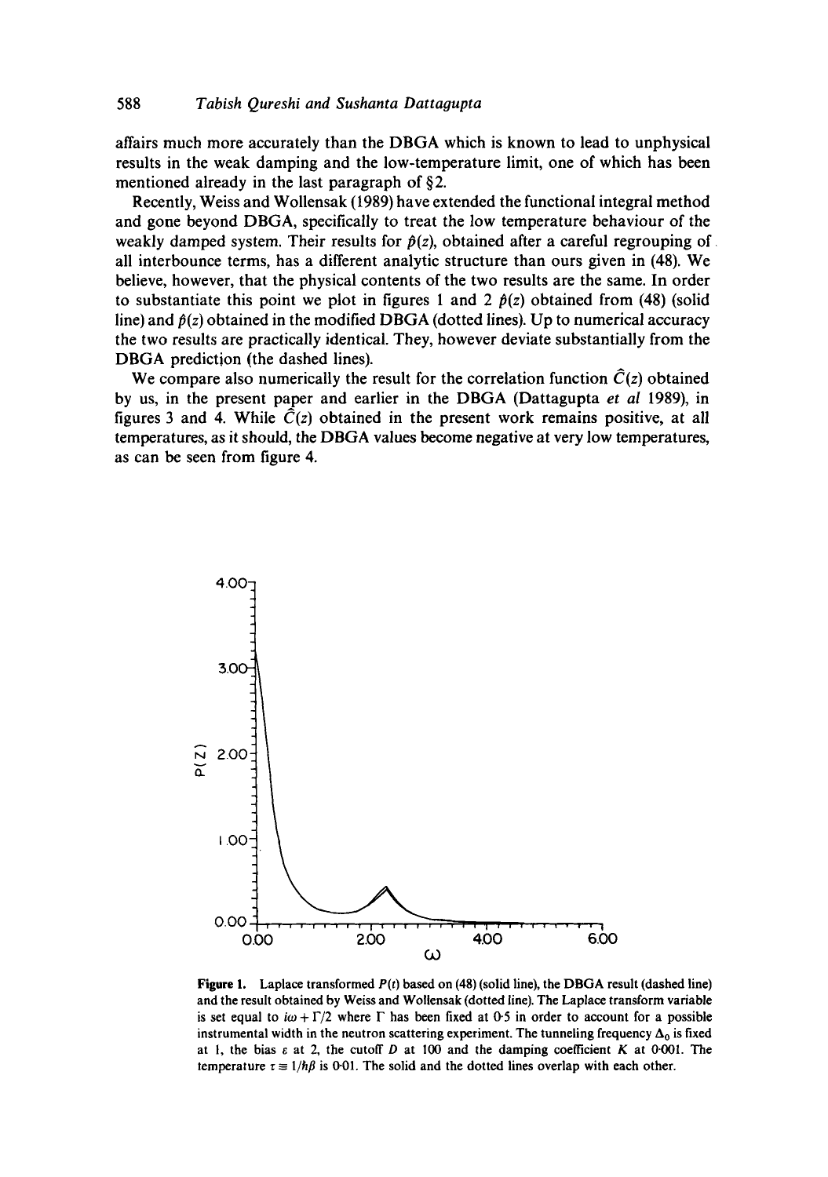affairs much more accurately than the DBGA which is known to lead to unphysical results in the weak damping and the low-temperature limit, one of which has been mentioned already in the last paragraph of §2.

Recently, Weiss and Wollensak (1989) have extended the functional integral method and gone beyond DBGA, specifically to treat the low temperature behaviour of the weakly damped system. Their results for $\hat{p}(z)$, obtained after a careful regrouping of all interbounce terms, has a different analytic structure than ours given in (48). We believe, however, that the physical contents of the two results are the same. In order to substantiate this point we plot in figures 1 and 2 $\hat{p}(z)$ obtained from (48) (solid line) and $\hat{p}(z)$ obtained in the modified DBGA (dotted lines). Up to numerical accuracy the two results are practically identical. They, however deviate substantially from the DBGA prediction (the dashed lines).

We compare also numerically the result for the correlation function $\hat{C}(z)$ obtained by us, in the present paper and earlier in the DBGA (Dattagupta *et al* 1989), in figures 3 and 4. While $\hat{C}(z)$ obtained in the present work remains positive, at all temperatures, as it should, the DBGA values become negative at very low temperatures, as can be seen from figure 4.

**Figure 1.** Laplace transformed $P(t)$ based on (48) (solid line), the DBGA result (dashed line) and the result obtained by Weiss and Wollensak (dotted line). The Laplace transform variable is set equal to $i\omega + \Gamma/2$ where $\Gamma$ has been fixed at 0·5 in order to account for a possible instrumental width in the neutron scattering experiment. The tunneling frequency $\Delta_0$ is fixed at 1, the bias $\varepsilon$ at 2, the cutoff $D$ at 100 and the damping coefficient $K$ at 0·001. The temperature $\tau \equiv 1/\hbar\beta$ is 0·01. The solid and the dotted lines overlap with each other.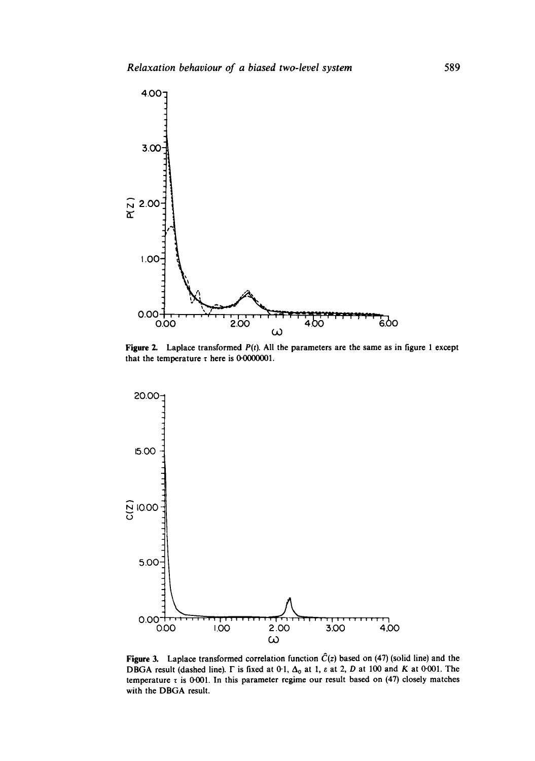Figure 2. Laplace transformed $P(t)$. All the parameters are the same as in figure 1 except that the temperature $\tau$ here is 0·0000001.

Figure 3. Laplace transformed correlation function $\hat{C}(z)$ based on (47) (solid line) and the DBGA result (dashed line). $\Gamma$ is fixed at 0·1, $\Delta_0$ at 1, $\varepsilon$ at 2, $D$ at 100 and $K$ at 0·001. The temperature $\tau$ is 0·001. In this parameter regime our result based on (47) closely matches with the DBGA result.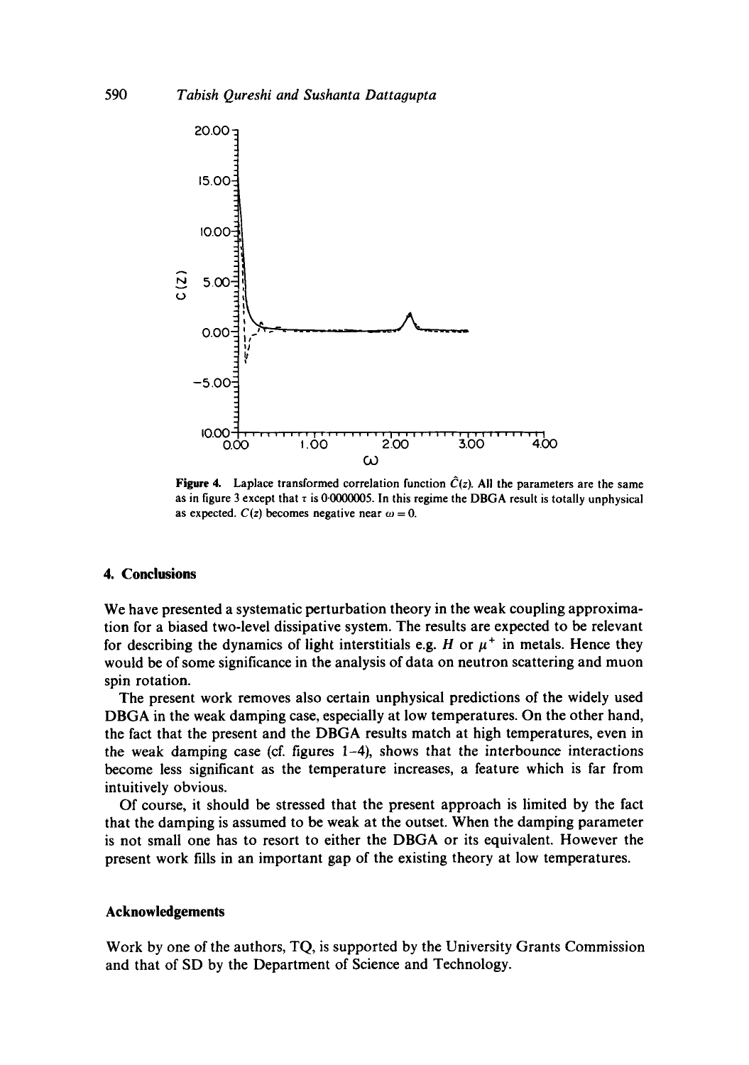Figure 4. Laplace transformed correlation function $\hat{C}(z)$. All the parameters are the same as in figure 3 except that $\tau$ is 0·0000005. In this regime the DBGA result is totally unphysical as expected. $C(z)$ becomes negative near $\omega = 0$.

## 4. Conclusions

We have presented a systematic perturbation theory in the weak coupling approximation for a biased two-level dissipative system. The results are expected to be relevant for describing the dynamics of light interstitials e.g. $H$ or $\mu^+$ in metals. Hence they would be of some significance in the analysis of data on neutron scattering and muon spin rotation.

The present work removes also certain unphysical predictions of the widely used DBGA in the weak damping case, especially at low temperatures. On the other hand, the fact that the present and the DBGA results match at high temperatures, even in the weak damping case (cf. figures 1–4), shows that the interbounce interactions become less significant as the temperature increases, a feature which is far from intuitively obvious.

Of course, it should be stressed that the present approach is limited by the fact that the damping is assumed to be weak at the outset. When the damping parameter is not small one has to resort to either the DBGA or its equivalent. However the present work fills in an important gap of the existing theory at low temperatures.

## Acknowledgements

Work by one of the authors, TQ, is supported by the University Grants Commission and that of SD by the Department of Science and Technology.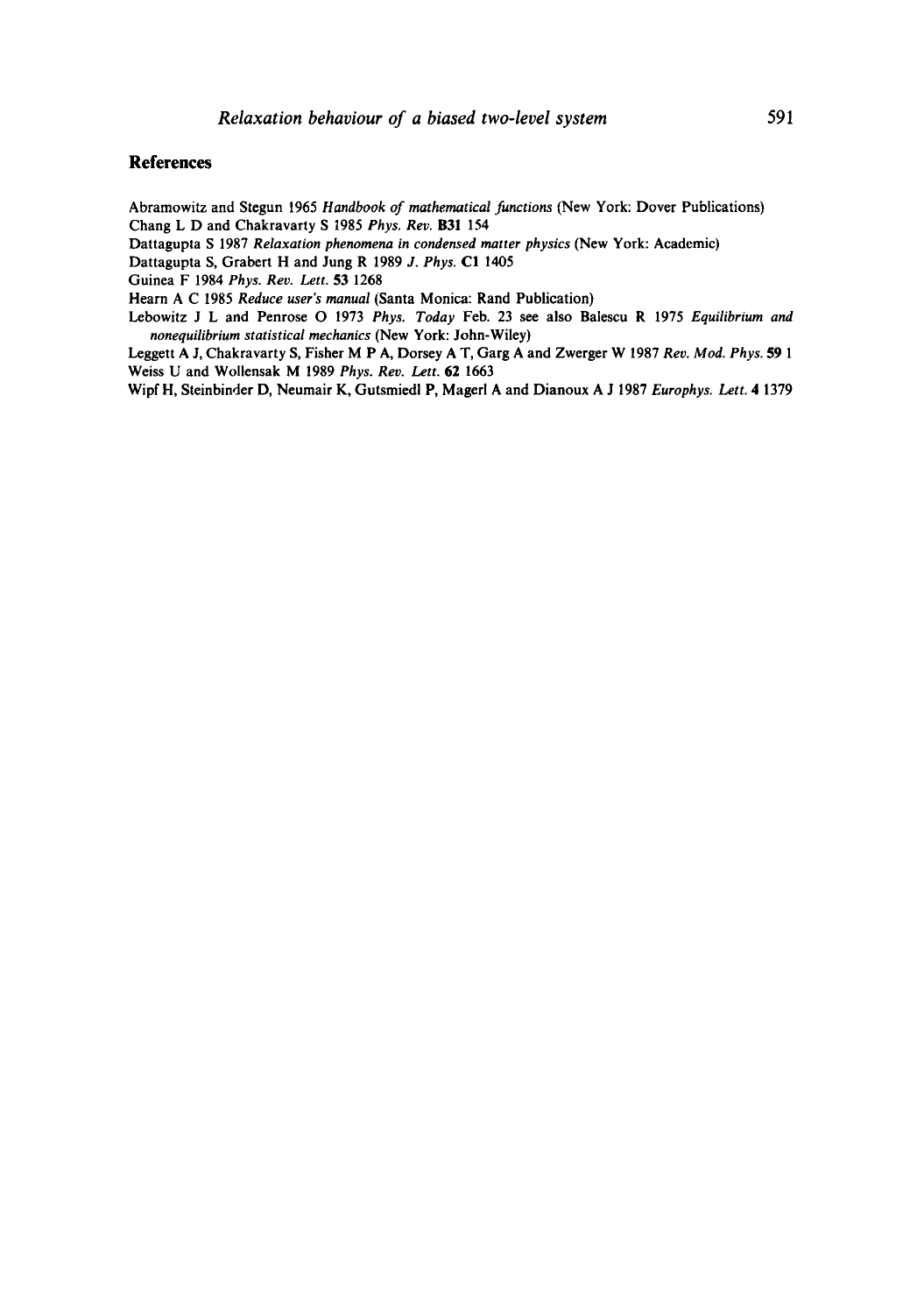## References

Abramowitz and Stegun 1965 *Handbook of mathematical functions* (New York: Dover Publications)

Chang L D and Chakravarty S 1985 *Phys. Rev.* **B31** 154

Dattagupta S 1987 *Relaxation phenomena in condensed matter physics* (New York: Academic)

Dattagupta S, Grabert H and Jung R 1989 *J. Phys.* **C1** 1405

Guinea F 1984 *Phys. Rev. Lett.* **53** 1268

Hearn A C 1985 *Reduce user's manual* (Santa Monica: Rand Publication)

Lebowitz J L and Penrose O 1973 *Phys. Today* Feb. 23 see also Balescu R 1975 *Equilibrium and nonequilibrium statistical mechanics* (New York: John-Wiley)

Leggett A J, Chakravarty S, Fisher M P A, Dorsey A T, Garg A and Zwerger W 1987 *Rev. Mod. Phys.* **59** 1

Weiss U and Wollensak M 1989 *Phys. Rev. Lett.* **62** 1663

Wipf H, Steinbinder D, Neumair K, Gutsmiedl P, Magerl A and Dianoux A J 1987 *Europhys. Lett.* **4** 1379